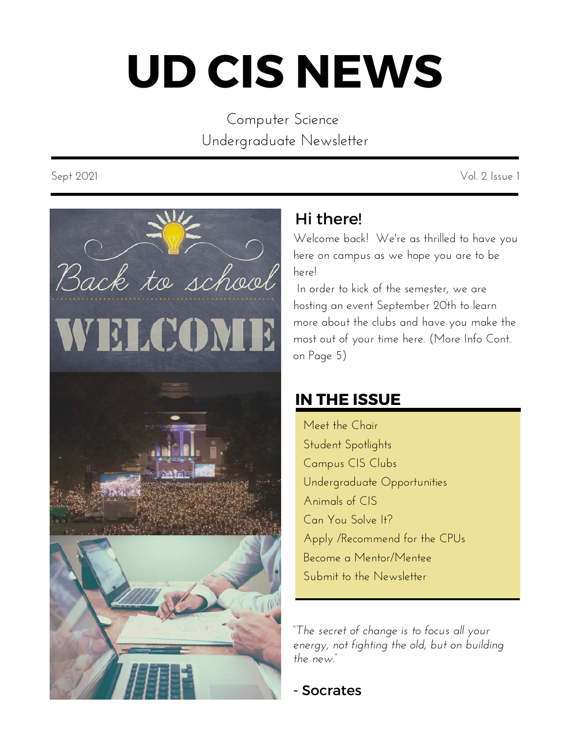# UD CIS NEWS

Computer Science
Undergraduate Newsletter

Sept 2021 Vol. 2 Issue 1

## Hi there!

Welcome back! We're as thrilled to have you here on campus as we hope you are to be here!

In order to kick of the semester, we are hosting an event September 20th to learn more about the clubs and have you make the most out of your time here. (More Info Cont. on Page 5)

## IN THE ISSUE

- Meet the Chair
- Student Spotlights
- Campus CIS Clubs
- Undergraduate Opportunities
- Animals of CIS
- Can You Solve It?
- Apply /Recommend for the CPUs
- Become a Mentor/Mentee
- Submit to the Newsletter

*"The secret of change is to focus all your energy, not fighting the old, but on building the new."*

**- Socrates**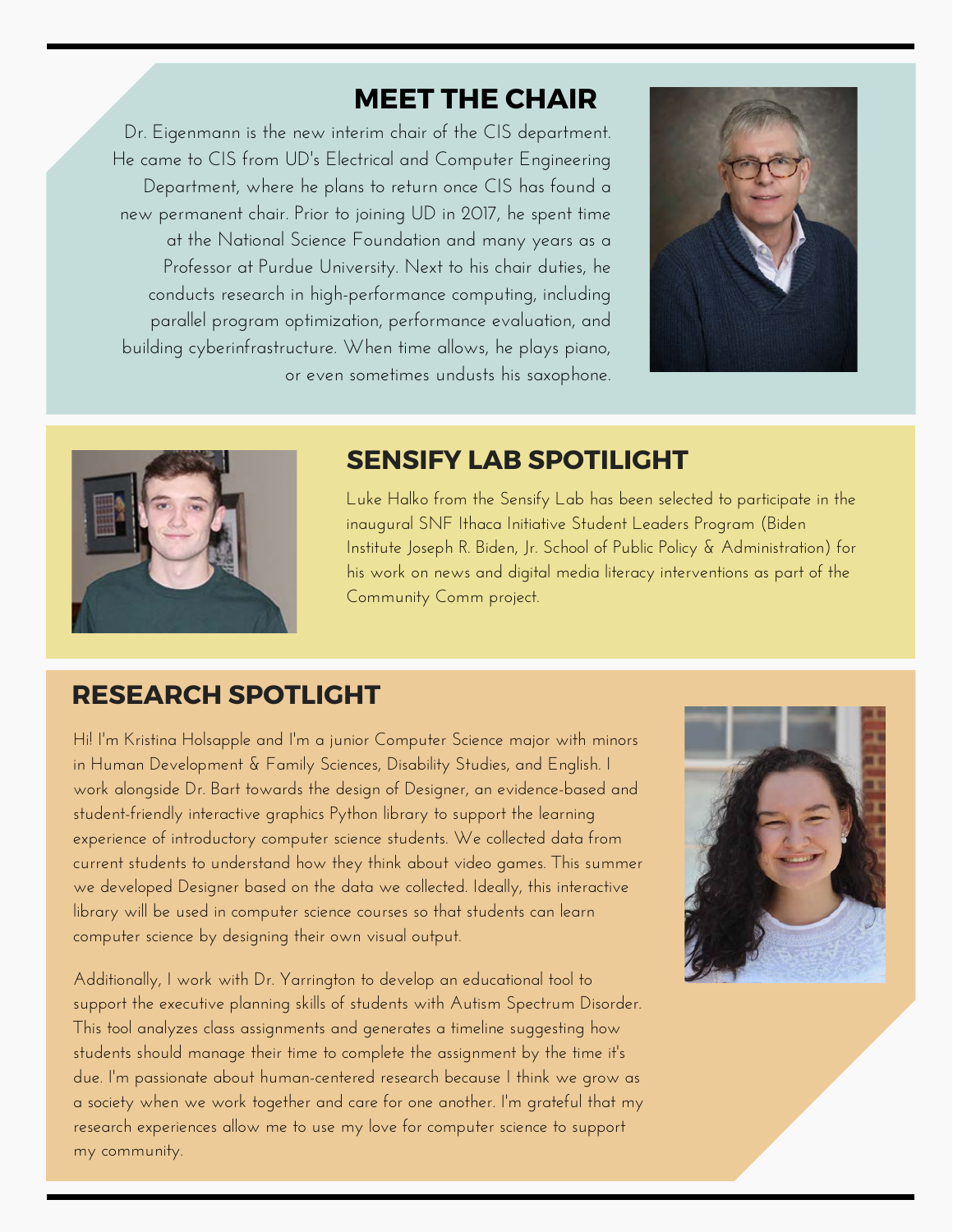## MEET THE CHAIR

Dr. Eigenmann is the new interim chair of the CIS department. He came to CIS from UD's Electrical and Computer Engineering Department, where he plans to return once CIS has found a new permanent chair. Prior to joining UD in 2017, he spent time at the National Science Foundation and many years as a Professor at Purdue University. Next to his chair duties, he conducts research in high-performance computing, including parallel program optimization, performance evaluation, and building cyberinfrastructure. When time allows, he plays piano, or even sometimes undusts his saxophone.

## SENSIFY LAB SPOTLIGHT

Luke Halko from the Sensify Lab has been selected to participate in the inaugural SNF Ithaca Initiative Student Leaders Program (Biden Institute Joseph R. Biden, Jr. School of Public Policy & Administration) for his work on news and digital media literacy interventions as part of the Community Comm project.

## RESEARCH SPOTLIGHT

Hi! I'm Kristina Holsapple and I'm a junior Computer Science major with minors in Human Development & Family Sciences, Disability Studies, and English. I work alongside Dr. Bart towards the design of Designer, an evidence-based and student-friendly interactive graphics Python library to support the learning experience of introductory computer science students. We collected data from current students to understand how they think about video games. This summer we developed Designer based on the data we collected. Ideally, this interactive library will be used in computer science courses so that students can learn computer science by designing their own visual output.

Additionally, I work with Dr. Yarrington to develop an educational tool to support the executive planning skills of students with Autism Spectrum Disorder. This tool analyzes class assignments and generates a timeline suggesting how students should manage their time to complete the assignment by the time it's due. I'm passionate about human-centered research because I think we grow as a society when we work together and care for one another. I'm grateful that my research experiences allow me to use my love for computer science to support my community.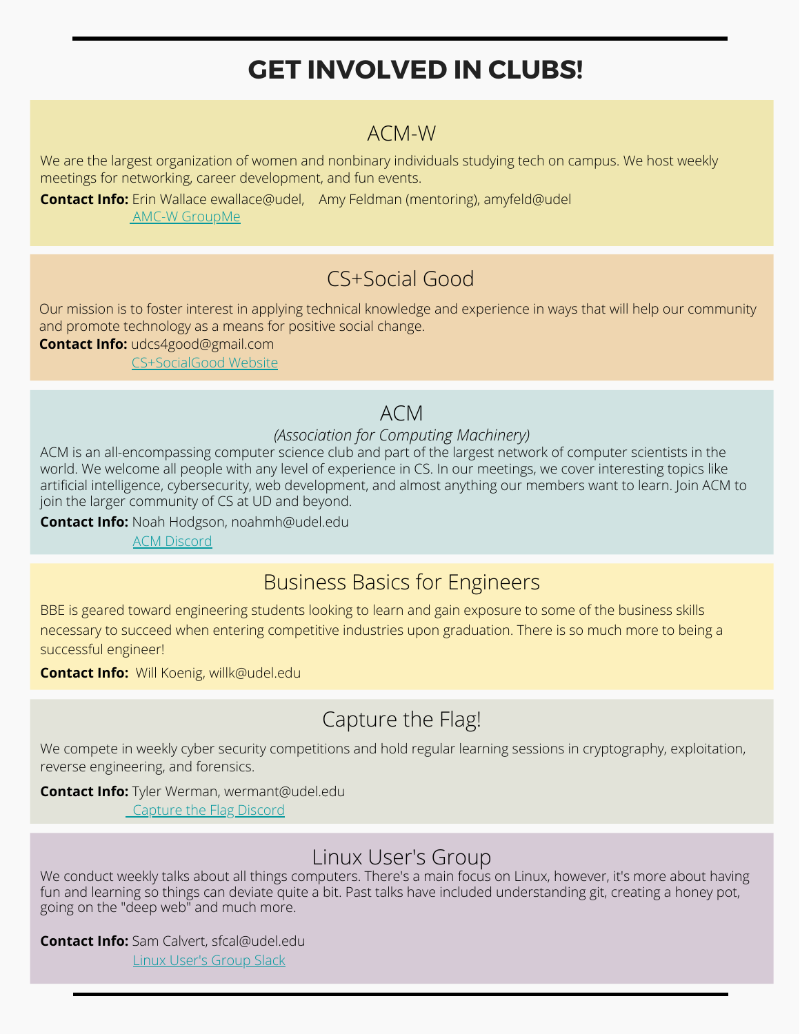# GET INVOLVED IN CLUBS!

## ACM-W

We are the largest organization of women and nonbinary individuals studying tech on campus. We host weekly meetings for networking, career development, and fun events.

**Contact Info:** Erin Wallace ewallace@udel, Amy Feldman (mentoring), amyfeld@udel

AMC-W GroupMe

## CS+Social Good

Our mission is to foster interest in applying technical knowledge and experience in ways that will help our community and promote technology as a means for positive social change.

**Contact Info:** udcs4good@gmail.com

CS+SocialGood Website

## ACM

*(Association for Computing Machinery)*

ACM is an all-encompassing computer science club and part of the largest network of computer scientists in the world. We welcome all people with any level of experience in CS. In our meetings, we cover interesting topics like artificial intelligence, cybersecurity, web development, and almost anything our members want to learn. Join ACM to join the larger community of CS at UD and beyond.

**Contact Info:** Noah Hodgson, noahmh@udel.edu

ACM Discord

## Business Basics for Engineers

BBE is geared toward engineering students looking to learn and gain exposure to some of the business skills necessary to succeed when entering competitive industries upon graduation. There is so much more to being a successful engineer!

**Contact Info:** Will Koenig, willk@udel.edu

## Capture the Flag!

We compete in weekly cyber security competitions and hold regular learning sessions in cryptography, exploitation, reverse engineering, and forensics.

**Contact Info:** Tyler Werman, wermant@udel.edu

Capture the Flag Discord

## Linux User's Group

We conduct weekly talks about all things computers. There's a main focus on Linux, however, it's more about having fun and learning so things can deviate quite a bit. Past talks have included understanding git, creating a honey pot, going on the "deep web" and much more.

**Contact Info:** Sam Calvert, sfcal@udel.edu

Linux User's Group Slack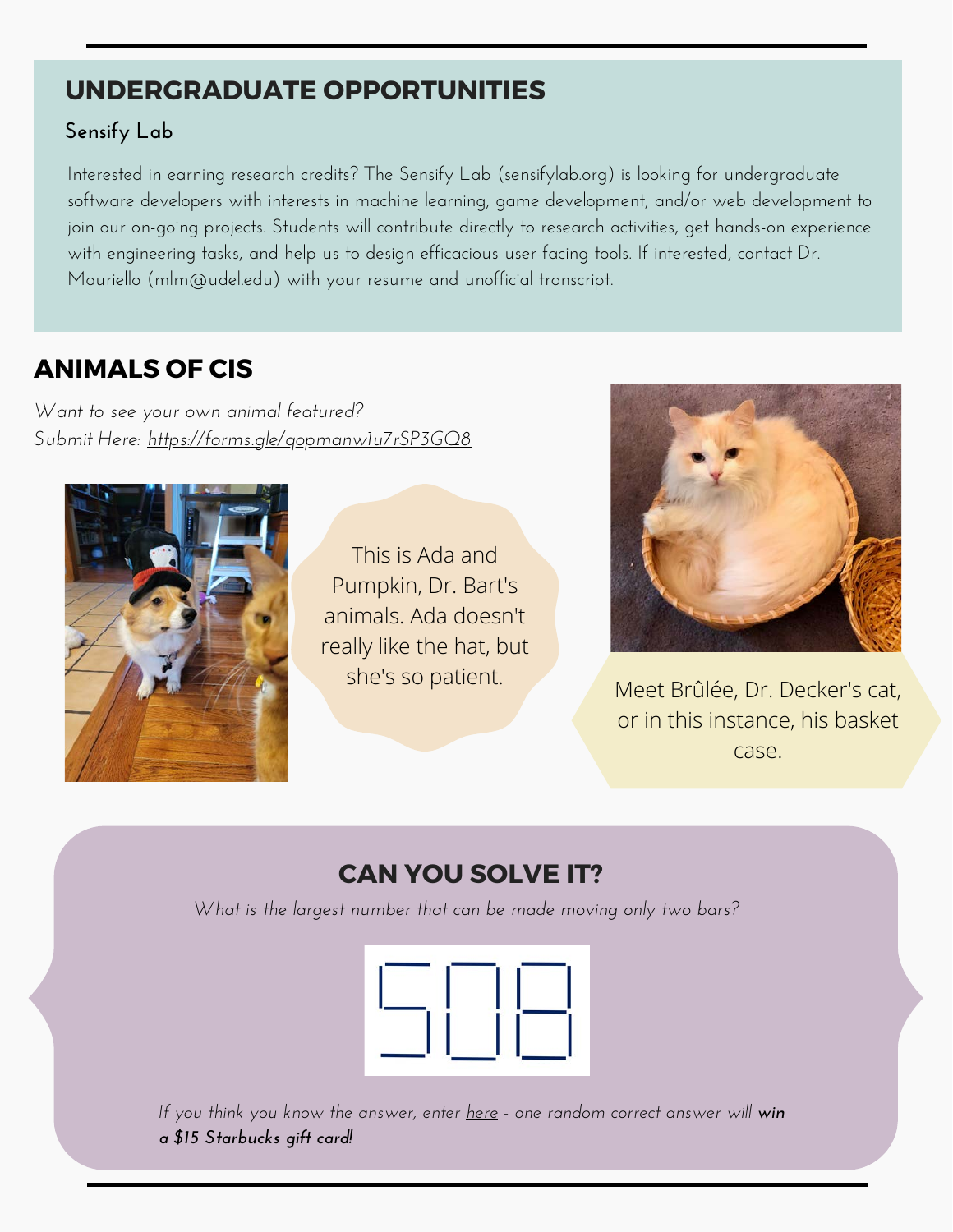## UNDERGRADUATE OPPORTUNITIES

### Sensify Lab

Interested in earning research credits? The Sensify Lab (sensifylab.org) is looking for undergraduate software developers with interests in machine learning, game development, and/or web development to join our on-going projects. Students will contribute directly to research activities, get hands-on experience with engineering tasks, and help us to design efficacious user-facing tools. If interested, contact Dr. Mauriello (mlm@udel.edu) with your resume and unofficial transcript.

## ANIMALS OF CIS

*Want to see your own animal featured?*
*Submit Here: https://forms.gle/qopmanw1u7rSP3GQ8*

This is Ada and Pumpkin, Dr. Bart's animals. Ada doesn't really like the hat, but she's so patient.

Meet Brûlée, Dr. Decker's cat, or in this instance, his basket case.

## CAN YOU SOLVE IT?

*What is the largest number that can be made moving only two bars?*

508

*If you think you know the answer, enter here - one random correct answer will* ***win a $15 Starbucks gift card!***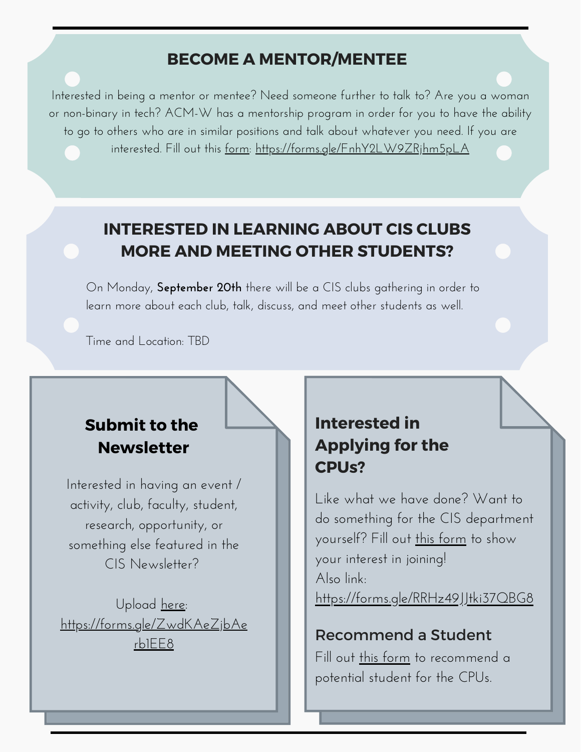## BECOME A MENTOR/MENTEE

Interested in being a mentor or mentee? Need someone further to talk to? Are you a woman or non-binary in tech? ACM-W has a mentorship program in order for you to have the ability to go to others who are in similar positions and talk about whatever you need. If you are interested. Fill out this form: https://forms.gle/FnhY2LW9ZRjhm5pLA

## INTERESTED IN LEARNING ABOUT CIS CLUBS MORE AND MEETING OTHER STUDENTS?

On Monday, **September 20th** there will be a CIS clubs gathering in order to learn more about each club, talk, discuss, and meet other students as well.

Time and Location: TBD

## Submit to the Newsletter

Interested in having an event / activity, club, faculty, student, research, opportunity, or something else featured in the CIS Newsletter?

Upload here: https://forms.gle/ZwdKAeZjbAerb1EE8

## Interested in Applying for the CPUs?

Like what we have done? Want to do something for the CIS department yourself? Fill out this form to show your interest in joining!
Also link: https://forms.gle/RRHz49JJtki37QBG8

### Recommend a Student

Fill out this form to recommend a potential student for the CPUs.